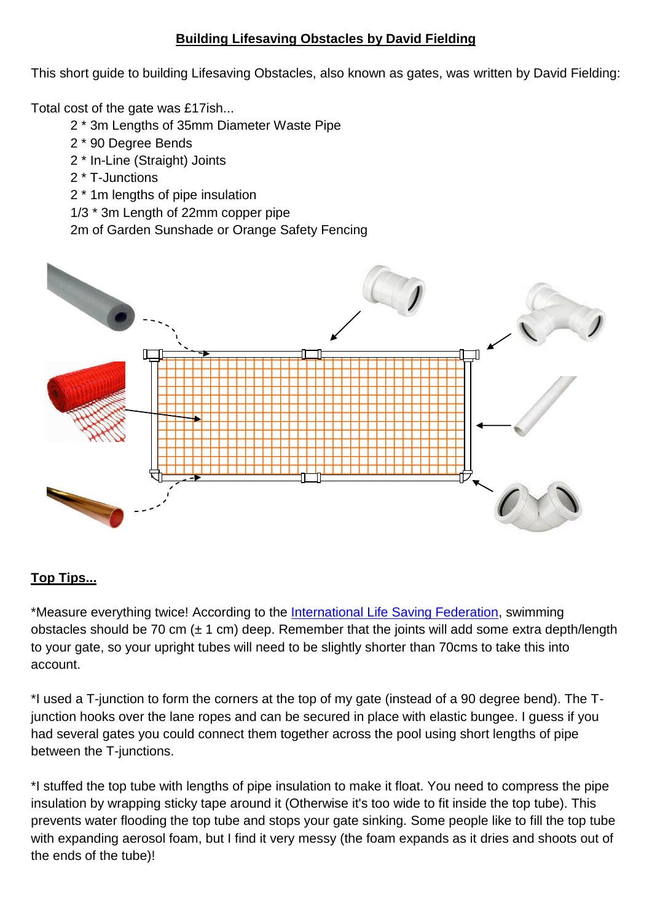# Building Lifesaving Obstacles by David Fielding

This short guide to building Lifesaving Obstacles, also known as gates, was written by David Fielding:

Total cost of the gate was £17ish...

- 2 * 3m Lengths of 35mm Diameter Waste Pipe
- 2 * 90 Degree Bends
- 2 * In-Line (Straight) Joints
- 2 * T-Junctions
- 2 * 1m lengths of pipe insulation
- 1/3 * 3m Length of 22mm copper pipe
- 2m of Garden Sunshade or Orange Safety Fencing

## Top Tips...

*Measure everything twice! According to the International Life Saving Federation, swimming obstacles should be 70 cm (± 1 cm) deep. Remember that the joints will add some extra depth/length to your gate, so your upright tubes will need to be slightly shorter than 70cms to take this into account.

*I used a T-junction to form the corners at the top of my gate (instead of a 90 degree bend). The T-junction hooks over the lane ropes and can be secured in place with elastic bungee. I guess if you had several gates you could connect them together across the pool using short lengths of pipe between the T-junctions.

*I stuffed the top tube with lengths of pipe insulation to make it float. You need to compress the pipe insulation by wrapping sticky tape around it (Otherwise it's too wide to fit inside the top tube). This prevents water flooding the top tube and stops your gate sinking. Some people like to fill the top tube with expanding aerosol foam, but I find it very messy (the foam expands as it dries and shoots out of the ends of the tube)!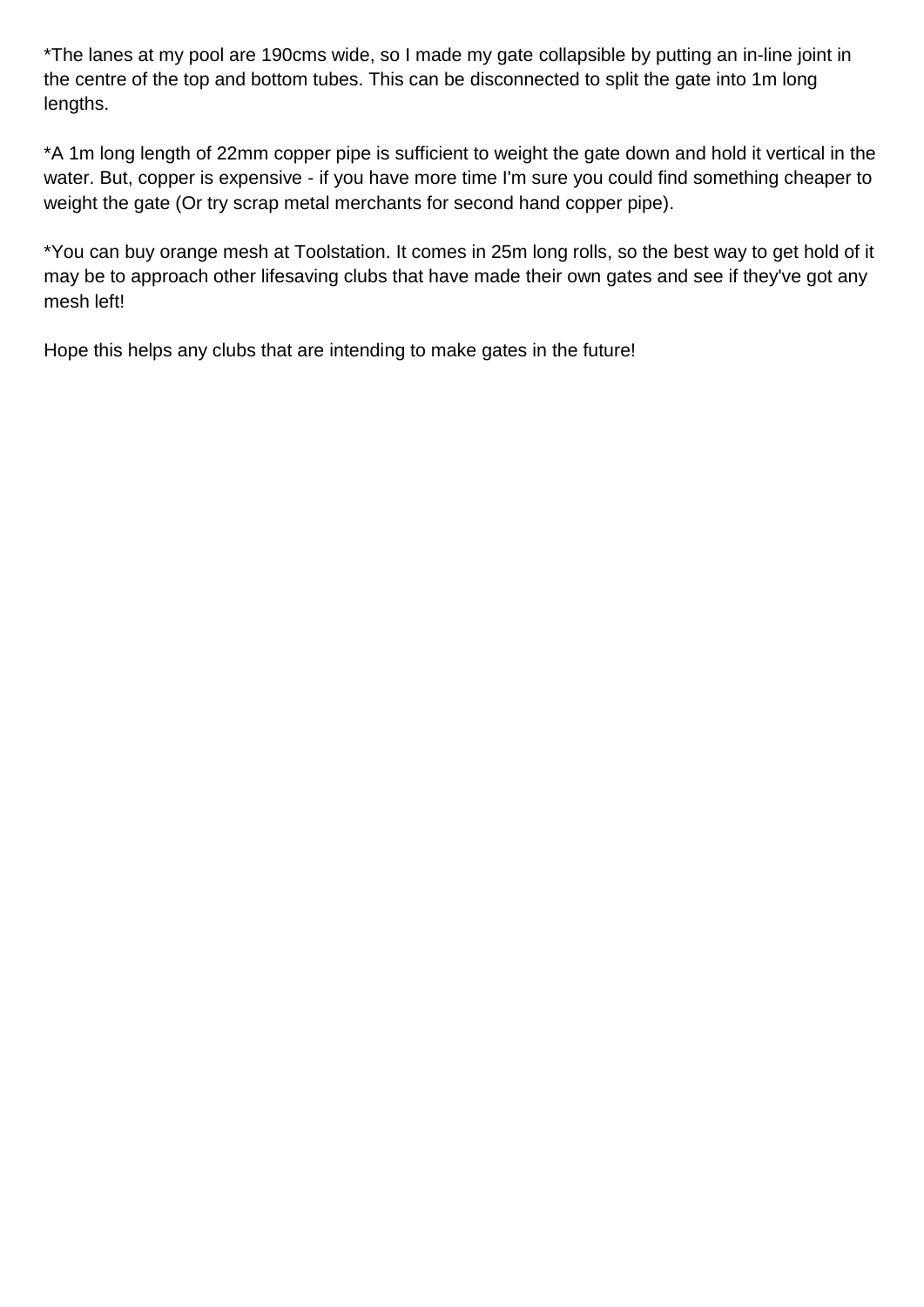*The lanes at my pool are 190cms wide, so I made my gate collapsible by putting an in-line joint in the centre of the top and bottom tubes. This can be disconnected to split the gate into 1m long lengths.

*A 1m long length of 22mm copper pipe is sufficient to weight the gate down and hold it vertical in the water. But, copper is expensive - if you have more time I'm sure you could find something cheaper to weight the gate (Or try scrap metal merchants for second hand copper pipe).

*You can buy orange mesh at Toolstation. It comes in 25m long rolls, so the best way to get hold of it may be to approach other lifesaving clubs that have made their own gates and see if they've got any mesh left!

Hope this helps any clubs that are intending to make gates in the future!